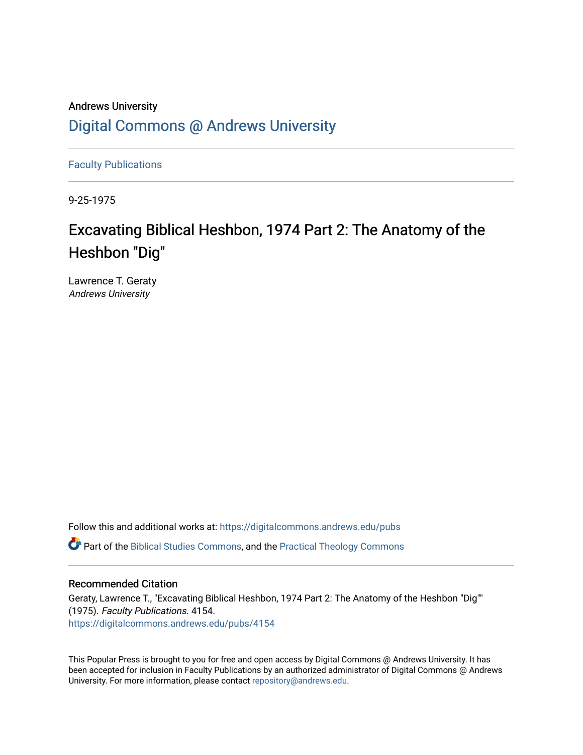Andrews University

# Digital Commons @ Andrews University

Faculty Publications

9-25-1975

# Excavating Biblical Heshbon, 1974 Part 2: The Anatomy of the Heshbon "Dig"

Lawrence T. Geraty
*Andrews University*

Follow this and additional works at: https://digitalcommons.andrews.edu/pubs

Part of the Biblical Studies Commons, and the Practical Theology Commons

## Recommended Citation

Geraty, Lawrence T., "Excavating Biblical Heshbon, 1974 Part 2: The Anatomy of the Heshbon "Dig"" (1975). *Faculty Publications*. 4154.
https://digitalcommons.andrews.edu/pubs/4154

This Popular Press is brought to you for free and open access by Digital Commons @ Andrews University. It has been accepted for inclusion in Faculty Publications by an authorized administrator of Digital Commons @ Andrews University. For more information, please contact repository@andrews.edu.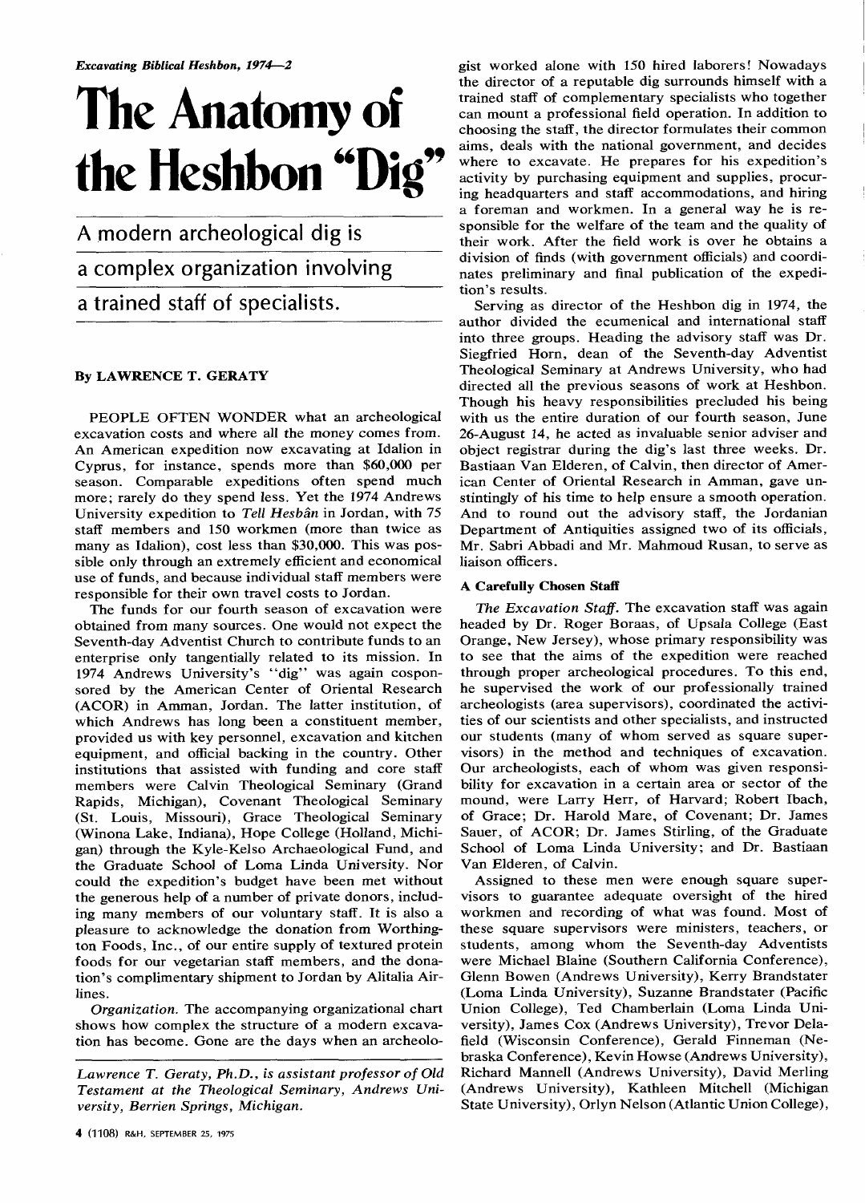*Excavating Biblical Heshbon, 1974—2*

# The Anatomy of the Heshbon "Dig"

## A modern archeological dig is a complex organization involving a trained staff of specialists.

**By LAWRENCE T. GERATY**

PEOPLE OFTEN WONDER what an archeological excavation costs and where all the money comes from. An American expedition now excavating at Idalion in Cyprus, for instance, spends more than $60,000 per season. Comparable expeditions often spend much more; rarely do they spend less. Yet the 1974 Andrews University expedition to *Tell Hesbân* in Jordan, with 75 staff members and 150 workmen (more than twice as many as Idalion), cost less than $30,000. This was possible only through an extremely efficient and economical use of funds, and because individual staff members were responsible for their own travel costs to Jordan.

The funds for our fourth season of excavation were obtained from many sources. One would not expect the Seventh-day Adventist Church to contribute funds to an enterprise only tangentially related to its mission. In 1974 Andrews University's "dig" was again cosponsored by the American Center of Oriental Research (ACOR) in Amman, Jordan. The latter institution, of which Andrews has long been a constituent member, provided us with key personnel, excavation and kitchen equipment, and official backing in the country. Other institutions that assisted with funding and core staff members were Calvin Theological Seminary (Grand Rapids, Michigan), Covenant Theological Seminary (St. Louis, Missouri), Grace Theological Seminary (Winona Lake, Indiana), Hope College (Holland, Michigan) through the Kyle-Kelso Archaeological Fund, and the Graduate School of Loma Linda University. Nor could the expedition's budget have been met without the generous help of a number of private donors, including many members of our voluntary staff. It is also a pleasure to acknowledge the donation from Worthington Foods, Inc., of our entire supply of textured protein foods for our vegetarian staff members, and the donation's complimentary shipment to Jordan by Alitalia Airlines.

*Organization.* The accompanying organizational chart shows how complex the structure of a modern excavation has become. Gone are the days when an archeologist worked alone with 150 hired laborers! Nowadays the director of a reputable dig surrounds himself with a trained staff of complementary specialists who together can mount a professional field operation. In addition to choosing the staff, the director formulates their common aims, deals with the national government, and decides where to excavate. He prepares for his expedition's activity by purchasing equipment and supplies, procuring headquarters and staff accommodations, and hiring a foreman and workmen. In a general way he is responsible for the welfare of the team and the quality of their work. After the field work is over he obtains a division of finds (with government officials) and coordinates preliminary and final publication of the expedition's results.

Serving as director of the Heshbon dig in 1974, the author divided the ecumenical and international staff into three groups. Heading the advisory staff was Dr. Siegfried Horn, dean of the Seventh-day Adventist Theological Seminary at Andrews University, who had directed all the previous seasons of work at Heshbon. Though his heavy responsibilities precluded his being with us the entire duration of our fourth season, June 26-August 14, he acted as invaluable senior adviser and object registrar during the dig's last three weeks. Dr. Bastiaan Van Elderen, of Calvin, then director of American Center of Oriental Research in Amman, gave unstintingly of his time to help ensure a smooth operation. And to round out the advisory staff, the Jordanian Department of Antiquities assigned two of its officials, Mr. Sabri Abbadi and Mr. Mahmoud Rusan, to serve as liaison officers.

### A Carefully Chosen Staff

*The Excavation Staff.* The excavation staff was again headed by Dr. Roger Boraas, of Upsala College (East Orange, New Jersey), whose primary responsibility was to see that the aims of the expedition were reached through proper archeological procedures. To this end, he supervised the work of our professionally trained archeologists (area supervisors), coordinated the activities of our scientists and other specialists, and instructed our students (many of whom served as square supervisors) in the method and techniques of excavation. Our archeologists, each of whom was given responsibility for excavation in a certain area or sector of the mound, were Larry Herr, of Harvard; Robert Ibach, of Grace; Dr. Harold Mare, of Covenant; Dr. James Sauer, of ACOR; Dr. James Stirling, of the Graduate School of Loma Linda University; and Dr. Bastiaan Van Elderen, of Calvin.

Assigned to these men were enough square supervisors to guarantee adequate oversight of the hired workmen and recording of what was found. Most of these square supervisors were ministers, teachers, or students, among whom the Seventh-day Adventists were Michael Blaine (Southern California Conference), Glenn Bowen (Andrews University), Kerry Brandstater (Loma Linda University), Suzanne Brandstater (Pacific Union College), Ted Chamberlain (Loma Linda University), James Cox (Andrews University), Trevor Delafield (Wisconsin Conference), Gerald Finneman (Nebraska Conference), Kevin Howse (Andrews University), Richard Mannell (Andrews University), David Merling (Andrews University), Kathleen Mitchell (Michigan State University), Orlyn Nelson (Atlantic Union College),

*Lawrence T. Geraty, Ph.D., is assistant professor of Old Testament at the Theological Seminary, Andrews University, Berrien Springs, Michigan.*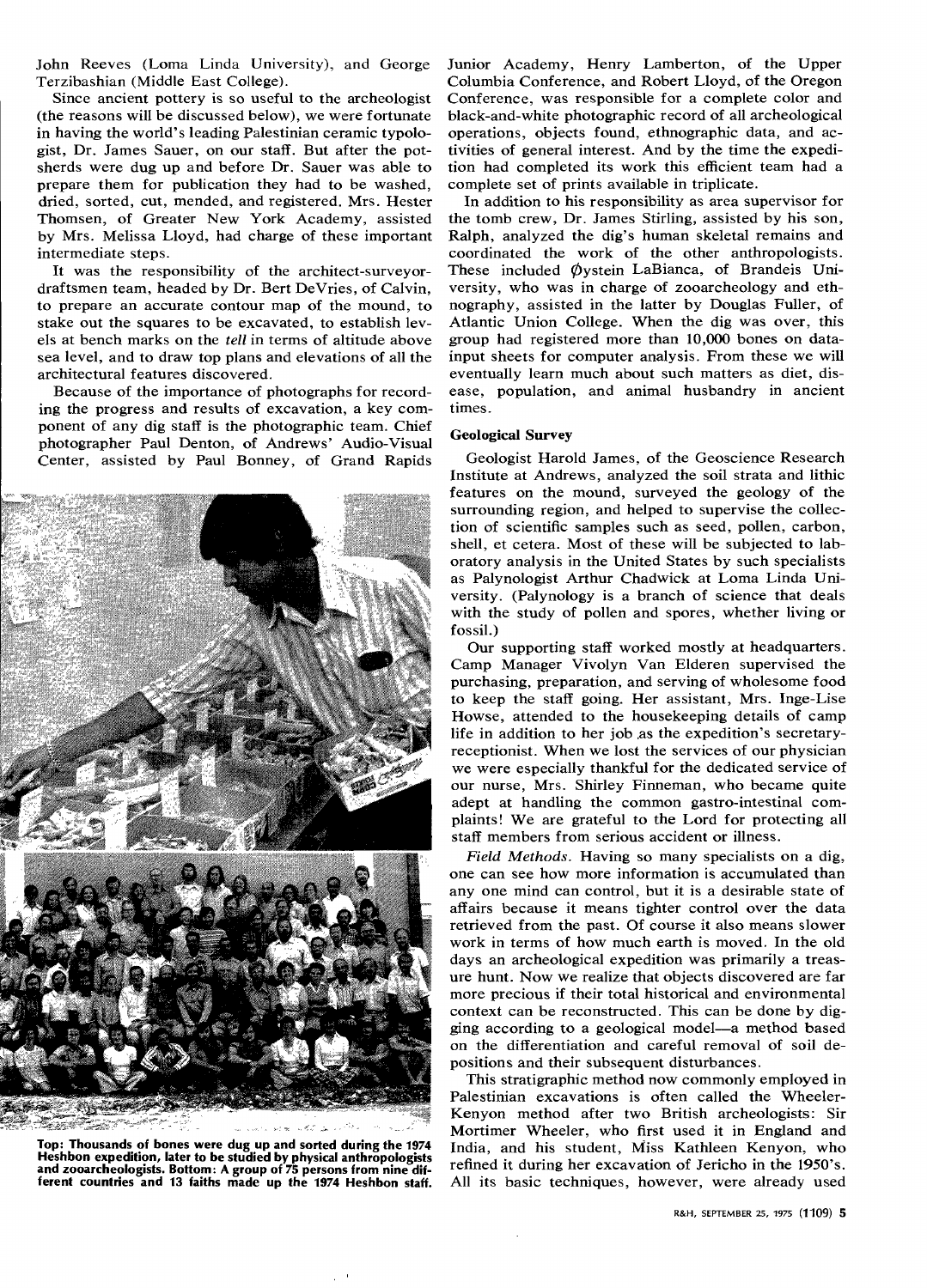John Reeves (Loma Linda University), and George Terzibashian (Middle East College).

Since ancient pottery is so useful to the archeologist (the reasons will be discussed below), we were fortunate in having the world's leading Palestinian ceramic typologist, Dr. James Sauer, on our staff. But after the potsherds were dug up and before Dr. Sauer was able to prepare them for publication they had to be washed, dried, sorted, cut, mended, and registered. Mrs. Hester Thomsen, of Greater New York Academy, assisted by Mrs. Melissa Lloyd, had charge of these important intermediate steps.

It was the responsibility of the architect-surveyor-draftsmen team, headed by Dr. Bert DeVries, of Calvin, to prepare an accurate contour map of the mound, to stake out the squares to be excavated, to establish levels at bench marks on the *tell* in terms of altitude above sea level, and to draw top plans and elevations of all the architectural features discovered.

Because of the importance of photographs for recording the progress and results of excavation, a key component of any dig staff is the photographic team. Chief photographer Paul Denton, of Andrews' Audio-Visual Center, assisted by Paul Bonney, of Grand Rapids Junior Academy, Henry Lamberton, of the Upper Columbia Conference, and Robert Lloyd, of the Oregon Conference, was responsible for a complete color and black-and-white photographic record of all archeological operations, objects found, ethnographic data, and activities of general interest. And by the time the expedition had completed its work this efficient team had a complete set of prints available in triplicate.

In addition to his responsibility as area supervisor for the tomb crew, Dr. James Stirling, assisted by his son, Ralph, analyzed the dig's human skeletal remains and coordinated the work of the other anthropologists. These included Øystein LaBianca, of Brandeis University, who was in charge of zooarcheology and ethnography, assisted in the latter by Douglas Fuller, of Atlantic Union College. When the dig was over, this group had registered more than 10,000 bones on data-input sheets for computer analysis. From these we will eventually learn much about such matters as diet, disease, population, and animal husbandry in ancient times.

**Top: Thousands of bones were dug up and sorted during the 1974 Heshbon expedition, later to be studied by physical anthropologists and zooarcheologists. Bottom: A group of 75 persons from nine different countries and 13 faiths made up the 1974 Heshbon staff.**

### Geological Survey

Geologist Harold James, of the Geoscience Research Institute at Andrews, analyzed the soil strata and lithic features on the mound, surveyed the geology of the surrounding region, and helped to supervise the collection of scientific samples such as seed, pollen, carbon, shell, et cetera. Most of these will be subjected to laboratory analysis in the United States by such specialists as Palynologist Arthur Chadwick at Loma Linda University. (Palynology is a branch of science that deals with the study of pollen and spores, whether living or fossil.)

Our supporting staff worked mostly at headquarters. Camp Manager Vivolyn Van Elderen supervised the purchasing, preparation, and serving of wholesome food to keep the staff going. Her assistant, Mrs. Inge-Lise Howse, attended to the housekeeping details of camp life in addition to her job as the expedition's secretary-receptionist. When we lost the services of our physician we were especially thankful for the dedicated service of our nurse, Mrs. Shirley Finneman, who became quite adept at handling the common gastro-intestinal complaints! We are grateful to the Lord for protecting all staff members from serious accident or illness.

*Field Methods.* Having so many specialists on a dig, one can see how more information is accumulated than any one mind can control, but it is a desirable state of affairs because it means tighter control over the data retrieved from the past. Of course it also means slower work in terms of how much earth is moved. In the old days an archeological expedition was primarily a treasure hunt. Now we realize that objects discovered are far more precious if their total historical and environmental context can be reconstructed. This can be done by digging according to a geological model—a method based on the differentiation and careful removal of soil depositions and their subsequent disturbances.

This stratigraphic method now commonly employed in Palestinian excavations is often called the Wheeler-Kenyon method after two British archeologists: Sir Mortimer Wheeler, who first used it in England and India, and his student, Miss Kathleen Kenyon, who refined it during her excavation of Jericho in the 1950's. All its basic techniques, however, were already used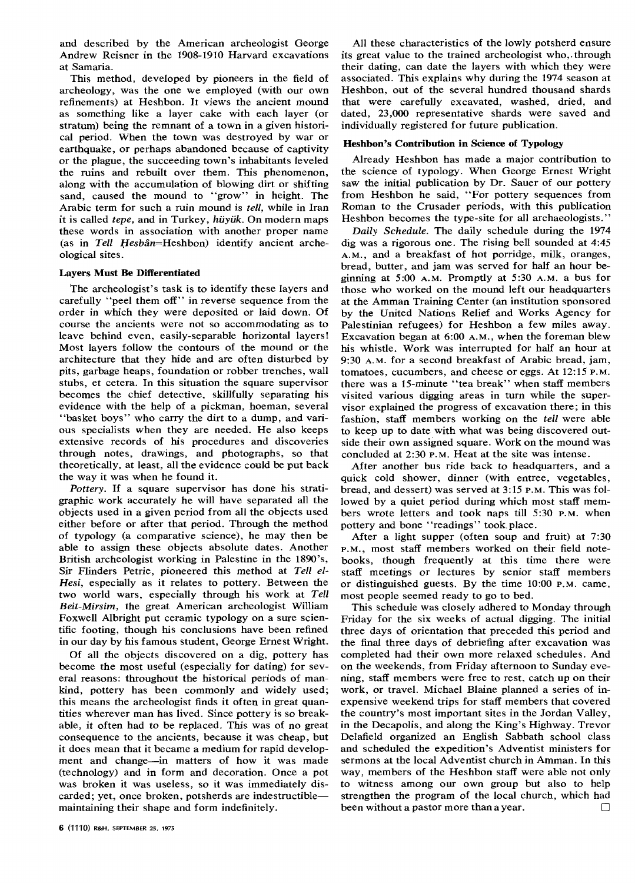and described by the American archeologist George Andrew Reisner in the 1908-1910 Harvard excavations at Samaria.

This method, developed by pioneers in the field of archeology, was the one we employed (with our own refinements) at Heshbon. It views the ancient mound as something like a layer cake with each layer (or stratum) being the remnant of a town in a given historical period. When the town was destroyed by war or earthquake, or perhaps abandoned because of captivity or the plague, the succeeding town's inhabitants leveled the ruins and rebuilt over them. This phenomenon, along with the accumulation of blowing dirt or shifting sand, caused the mound to "grow" in height. The Arabic term for such a ruin mound is *tell*, while in Iran it is called *tepe*, and in Turkey, *hüyük*. On modern maps these words in association with another proper name (as in *Tell Ḥesbân*=Heshbon) identify ancient archeological sites.

### Layers Must Be Differentiated

The archeologist's task is to identify these layers and carefully "peel them off" in reverse sequence from the order in which they were deposited or laid down. Of course the ancients were not so accommodating as to leave behind even, easily-separable horizontal layers! Most layers follow the contours of the mound or the architecture that they hide and are often disturbed by pits, garbage heaps, foundation or robber trenches, wall stubs, et cetera. In this situation the square supervisor becomes the chief detective, skillfully separating his evidence with the help of a pickman, hoeman, several "basket boys" who carry the dirt to a dump, and various specialists when they are needed. He also keeps extensive records of his procedures and discoveries through notes, drawings, and photographs, so that theoretically, at least, all the evidence could be put back the way it was when he found it.

*Pottery.* If a square supervisor has done his stratigraphic work accurately he will have separated all the objects used in a given period from all the objects used either before or after that period. Through the method of typology (a comparative science), he may then be able to assign these objects absolute dates. Another British archeologist working in Palestine in the 1890's, Sir Flinders Petrie, pioneered this method at *Tell el-Hesi*, especially as it relates to pottery. Between the two world wars, especially through his work at *Tell Beit-Mirsim*, the great American archeologist William Foxwell Albright put ceramic typology on a sure scientific footing, though his conclusions have been refined in our day by his famous student, George Ernest Wright.

Of all the objects discovered on a dig, pottery has become the most useful (especially for dating) for several reasons: throughout the historical periods of mankind, pottery has been commonly and widely used; this means the archeologist finds it often in great quantities wherever man has lived. Since pottery is so breakable, it often had to be replaced. This was of no great consequence to the ancients, because it was cheap, but it does mean that it became a medium for rapid development and change—in matters of how it was made (technology) and in form and decoration. Once a pot was broken it was useless, so it was immediately discarded; yet, once broken, potsherds are indestructible—maintaining their shape and form indefinitely.

All these characteristics of the lowly potsherd ensure its great value to the trained archeologist who, through their dating, can date the layers with which they were associated. This explains why during the 1974 season at Heshbon, out of the several hundred thousand shards that were carefully excavated, washed, dried, and dated, 23,000 representative shards were saved and individually registered for future publication.

### Heshbon's Contribution in Science of Typology

Already Heshbon has made a major contribution to the science of typology. When George Ernest Wright saw the initial publication by Dr. Sauer of our pottery from Heshbon he said, "For pottery sequences from Roman to the Crusader periods, with this publication Heshbon becomes the type-site for all archaeologists."

*Daily Schedule.* The daily schedule during the 1974 dig was a rigorous one. The rising bell sounded at 4:45 A.M., and a breakfast of hot porridge, milk, oranges, bread, butter, and jam was served for half an hour beginning at 5:00 A.M. Promptly at 5:30 A.M. a bus for those who worked on the mound left our headquarters at the Amman Training Center (an institution sponsored by the United Nations Relief and Works Agency for Palestinian refugees) for Heshbon a few miles away. Excavation began at 6:00 A.M., when the foreman blew his whistle. Work was interrupted for half an hour at 9:30 A.M. for a second breakfast of Arabic bread, jam, tomatoes, cucumbers, and cheese or eggs. At 12:15 P.M. there was a 15-minute "tea break" when staff members visited various digging areas in turn while the supervisor explained the progress of excavation there; in this fashion, staff members working on the *tell* were able to keep up to date with what was being discovered outside their own assigned square. Work on the mound was concluded at 2:30 P.M. Heat at the site was intense.

After another bus ride back to headquarters, and a quick cold shower, dinner (with entree, vegetables, bread, and dessert) was served at 3:15 P.M. This was followed by a quiet period during which most staff members wrote letters and took naps till 5:30 P.M. when pottery and bone "readings" took place.

After a light supper (often soup and fruit) at 7:30 P.M., most staff members worked on their field notebooks, though frequently at this time there were staff meetings or lectures by senior staff members or distinguished guests. By the time 10:00 P.M. came, most people seemed ready to go to bed.

This schedule was closely adhered to Monday through Friday for the six weeks of actual digging. The initial three days of orientation that preceded this period and the final three days of debriefing after excavation was completed had their own more relaxed schedules. And on the weekends, from Friday afternoon to Sunday evening, staff members were free to rest, catch up on their work, or travel. Michael Blaine planned a series of inexpensive weekend trips for staff members that covered the country's most important sites in the Jordan Valley, in the Decapolis, and along the King's Highway. Trevor Delafield organized an English Sabbath school class and scheduled the expedition's Adventist ministers for sermons at the local Adventist church in Amman. In this way, members of the Heshbon staff were able not only to witness among our own group but also to help strengthen the program of the local church, which had been without a pastor more than a year. □